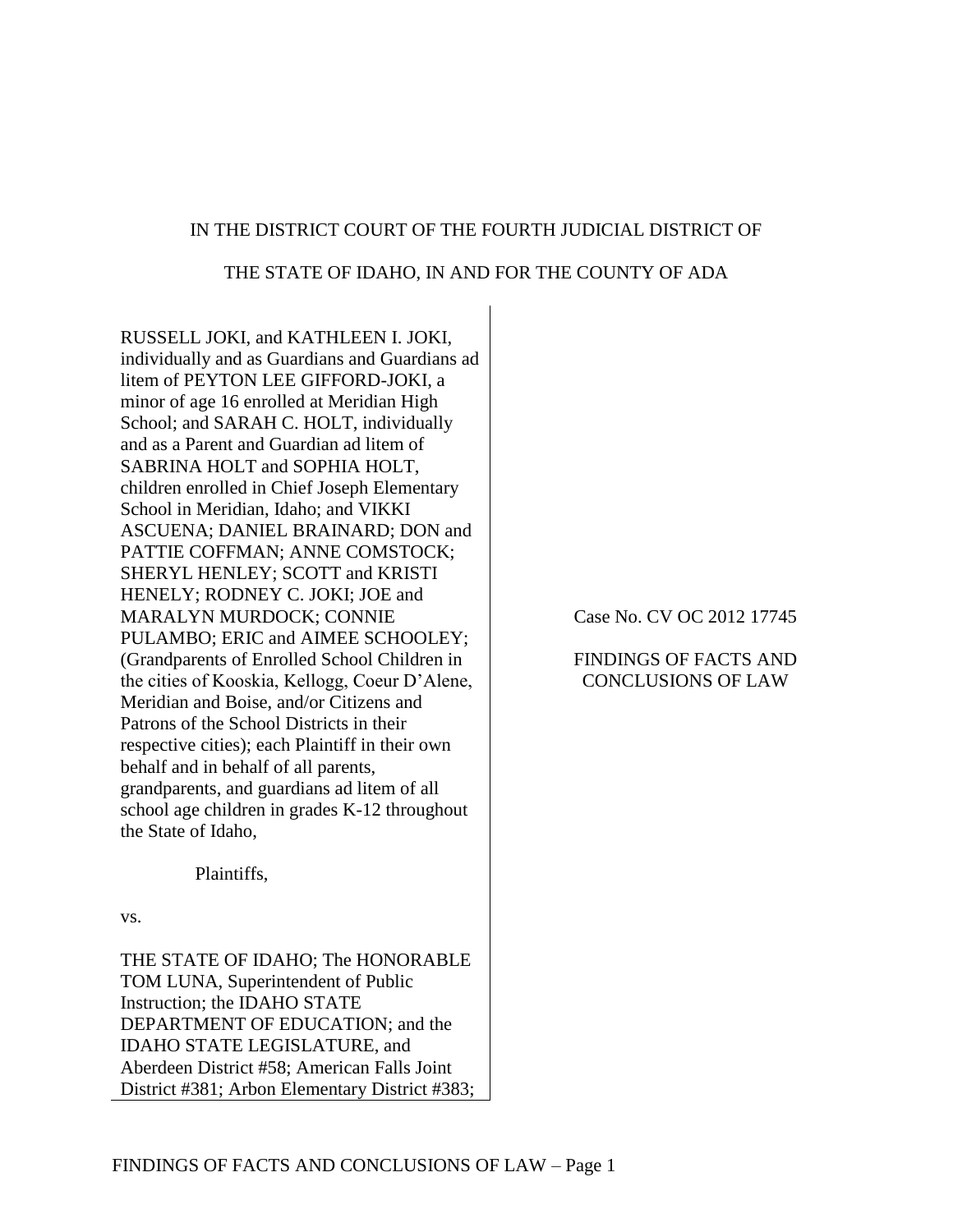IN THE DISTRICT COURT OF THE FOURTH JUDICIAL DISTRICT OF

THE STATE OF IDAHO, IN AND FOR THE COUNTY OF ADA

RUSSELL JOKI, and KATHLEEN I. JOKI, individually and as Guardians and Guardians ad litem of PEYTON LEE GIFFORD-JOKI, a minor of age 16 enrolled at Meridian High School; and SARAH C. HOLT, individually and as a Parent and Guardian ad litem of SABRINA HOLT and SOPHIA HOLT, children enrolled in Chief Joseph Elementary School in Meridian, Idaho; and VIKKI ASCUENA; DANIEL BRAINARD; DON and PATTIE COFFMAN; ANNE COMSTOCK; SHERYL HENLEY; SCOTT and KRISTI HENELY; RODNEY C. JOKI; JOE and MARALYN MURDOCK; CONNIE PULAMBO; ERIC and AIMEE SCHOOLEY; (Grandparents of Enrolled School Children in the cities of Kooskia, Kellogg, Coeur D'Alene, Meridian and Boise, and/or Citizens and Patrons of the School Districts in their respective cities); each Plaintiff in their own behalf and in behalf of all parents, grandparents, and guardians ad litem of all school age children in grades K-12 throughout the State of Idaho,

Plaintiffs,

vs.

THE STATE OF IDAHO; The HONORABLE TOM LUNA, Superintendent of Public Instruction; the IDAHO STATE DEPARTMENT OF EDUCATION; and the IDAHO STATE LEGISLATURE, and Aberdeen District #58; American Falls Joint District #381; Arbon Elementary District #383;

Case No. CV OC 2012 17745

FINDINGS OF FACTS AND CONCLUSIONS OF LAW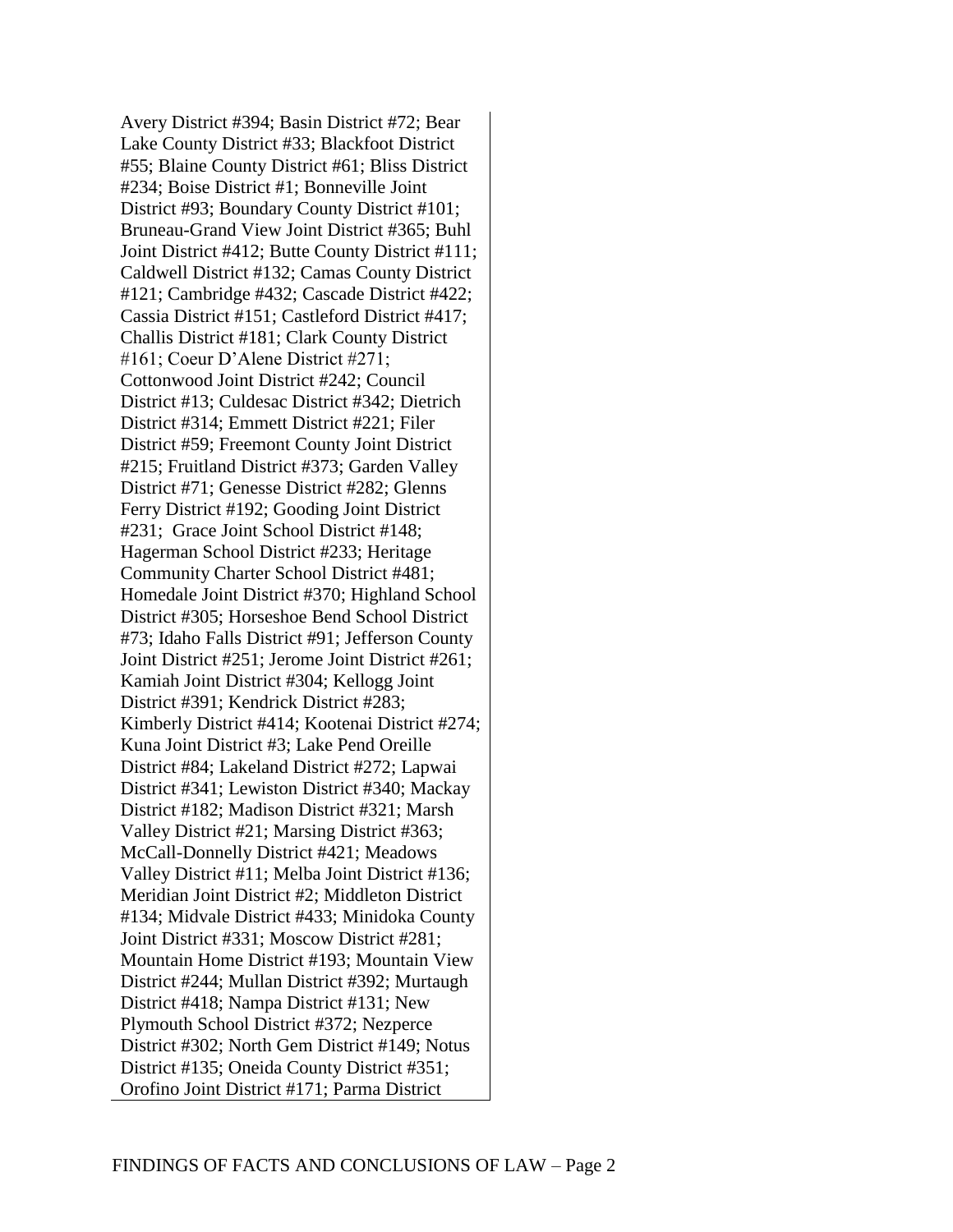Avery District #394; Basin District #72; Bear Lake County District #33; Blackfoot District #55; Blaine County District #61; Bliss District #234; Boise District #1; Bonneville Joint District #93; Boundary County District #101; Bruneau-Grand View Joint District #365; Buhl Joint District #412; Butte County District #111; Caldwell District #132; Camas County District #121; Cambridge #432; Cascade District #422; Cassia District #151; Castleford District #417; Challis District #181; Clark County District #161; Coeur D'Alene District #271; Cottonwood Joint District #242; Council District #13; Culdesac District #342; Dietrich District #314; Emmett District #221; Filer District #59; Freemont County Joint District #215; Fruitland District #373; Garden Valley District #71; Genesse District #282; Glenns Ferry District #192; Gooding Joint District #231; Grace Joint School District #148; Hagerman School District #233; Heritage Community Charter School District #481; Homedale Joint District #370; Highland School District #305; Horseshoe Bend School District #73; Idaho Falls District #91; Jefferson County Joint District #251; Jerome Joint District #261; Kamiah Joint District #304; Kellogg Joint District #391; Kendrick District #283; Kimberly District #414; Kootenai District #274; Kuna Joint District #3; Lake Pend Oreille District #84; Lakeland District #272; Lapwai District #341; Lewiston District #340; Mackay District #182; Madison District #321; Marsh Valley District #21; Marsing District #363; McCall-Donnelly District #421; Meadows Valley District #11; Melba Joint District #136; Meridian Joint District #2; Middleton District #134; Midvale District #433; Minidoka County Joint District #331; Moscow District #281; Mountain Home District #193; Mountain View District #244; Mullan District #392; Murtaugh District #418; Nampa District #131; New Plymouth School District #372; Nezperce District #302; North Gem District #149; Notus District #135; Oneida County District #351; Orofino Joint District #171; Parma District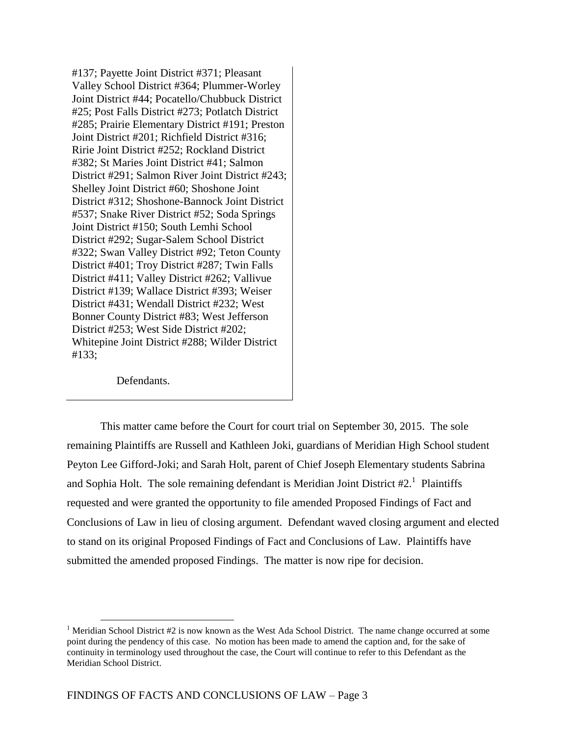#137; Payette Joint District #371; Pleasant Valley School District #364; Plummer-Worley Joint District #44; Pocatello/Chubbuck District #25; Post Falls District #273; Potlatch District #285; Prairie Elementary District #191; Preston Joint District #201; Richfield District #316; Ririe Joint District #252; Rockland District #382; St Maries Joint District #41; Salmon District #291; Salmon River Joint District #243; Shelley Joint District #60; Shoshone Joint District #312; Shoshone-Bannock Joint District #537; Snake River District #52; Soda Springs Joint District #150; South Lemhi School District #292; Sugar-Salem School District #322; Swan Valley District #92; Teton County District #401; Troy District #287; Twin Falls District #411; Valley District #262; Vallivue District #139; Wallace District #393; Weiser District #431; Wendall District #232; West Bonner County District #83; West Jefferson District #253; West Side District #202; Whitepine Joint District #288; Wilder District #133;

Defendants.

This matter came before the Court for court trial on September 30, 2015. The sole remaining Plaintiffs are Russell and Kathleen Joki, guardians of Meridian High School student Peyton Lee Gifford-Joki; and Sarah Holt, parent of Chief Joseph Elementary students Sabrina and Sophia Holt. The sole remaining defendant is Meridian Joint District #2.[1] Plaintiffs requested and were granted the opportunity to file amended Proposed Findings of Fact and Conclusions of Law in lieu of closing argument. Defendant waved closing argument and elected to stand on its original Proposed Findings of Fact and Conclusions of Law. Plaintiffs have submitted the amended proposed Findings. The matter is now ripe for decision.

[1] Meridian School District #2 is now known as the West Ada School District. The name change occurred at some point during the pendency of this case. No motion has been made to amend the caption and, for the sake of continuity in terminology used throughout the case, the Court will continue to refer to this Defendant as the Meridian School District.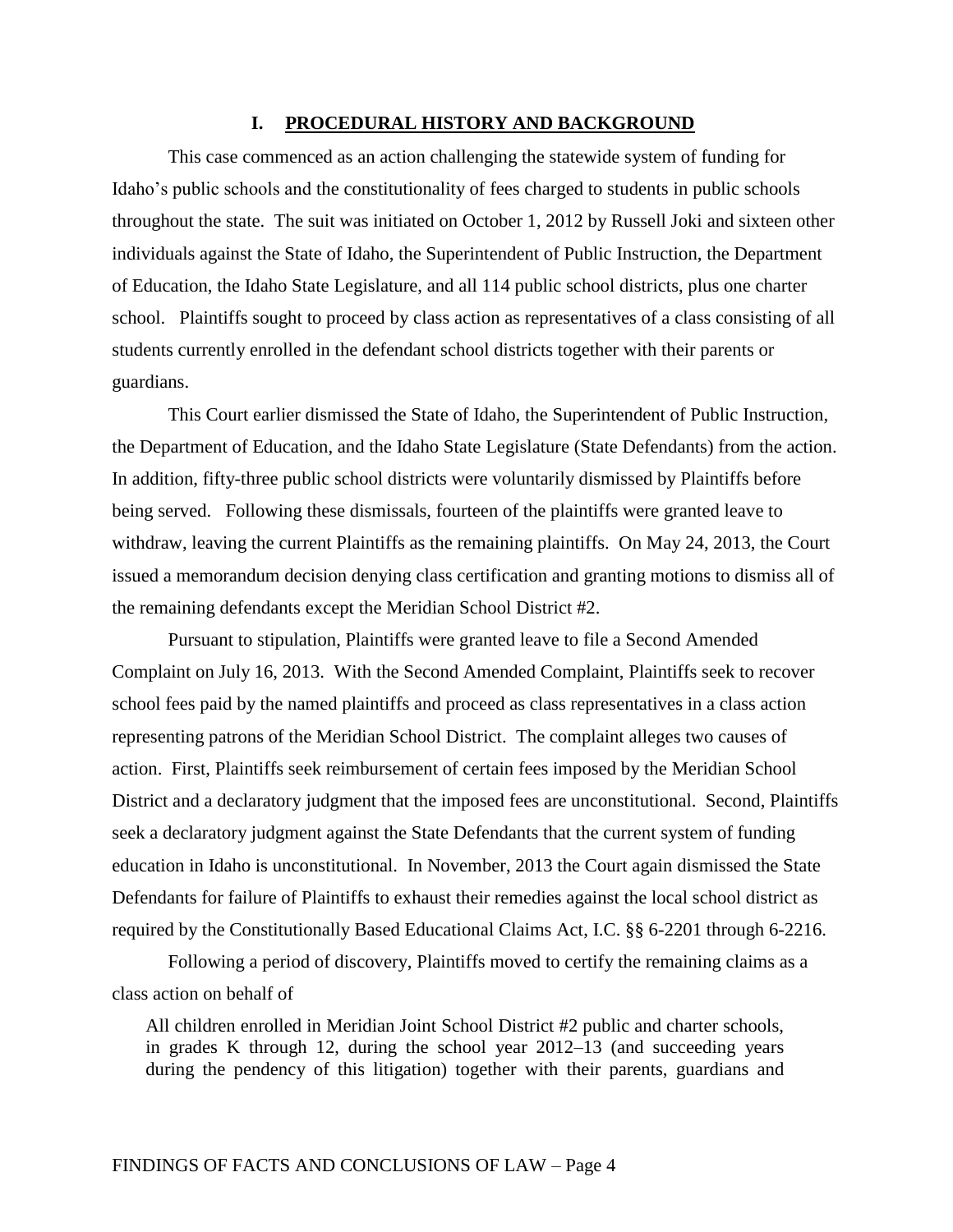## I. PROCEDURAL HISTORY AND BACKGROUND

This case commenced as an action challenging the statewide system of funding for Idaho's public schools and the constitutionality of fees charged to students in public schools throughout the state. The suit was initiated on October 1, 2012 by Russell Joki and sixteen other individuals against the State of Idaho, the Superintendent of Public Instruction, the Department of Education, the Idaho State Legislature, and all 114 public school districts, plus one charter school. Plaintiffs sought to proceed by class action as representatives of a class consisting of all students currently enrolled in the defendant school districts together with their parents or guardians.

This Court earlier dismissed the State of Idaho, the Superintendent of Public Instruction, the Department of Education, and the Idaho State Legislature (State Defendants) from the action. In addition, fifty-three public school districts were voluntarily dismissed by Plaintiffs before being served. Following these dismissals, fourteen of the plaintiffs were granted leave to withdraw, leaving the current Plaintiffs as the remaining plaintiffs. On May 24, 2013, the Court issued a memorandum decision denying class certification and granting motions to dismiss all of the remaining defendants except the Meridian School District #2.

Pursuant to stipulation, Plaintiffs were granted leave to file a Second Amended Complaint on July 16, 2013. With the Second Amended Complaint, Plaintiffs seek to recover school fees paid by the named plaintiffs and proceed as class representatives in a class action representing patrons of the Meridian School District. The complaint alleges two causes of action. First, Plaintiffs seek reimbursement of certain fees imposed by the Meridian School District and a declaratory judgment that the imposed fees are unconstitutional. Second, Plaintiffs seek a declaratory judgment against the State Defendants that the current system of funding education in Idaho is unconstitutional. In November, 2013 the Court again dismissed the State Defendants for failure of Plaintiffs to exhaust their remedies against the local school district as required by the Constitutionally Based Educational Claims Act, I.C. §§ 6-2201 through 6-2216.

Following a period of discovery, Plaintiffs moved to certify the remaining claims as a class action on behalf of

> All children enrolled in Meridian Joint School District #2 public and charter schools, in grades K through 12, during the school year 2012–13 (and succeeding years during the pendency of this litigation) together with their parents, guardians and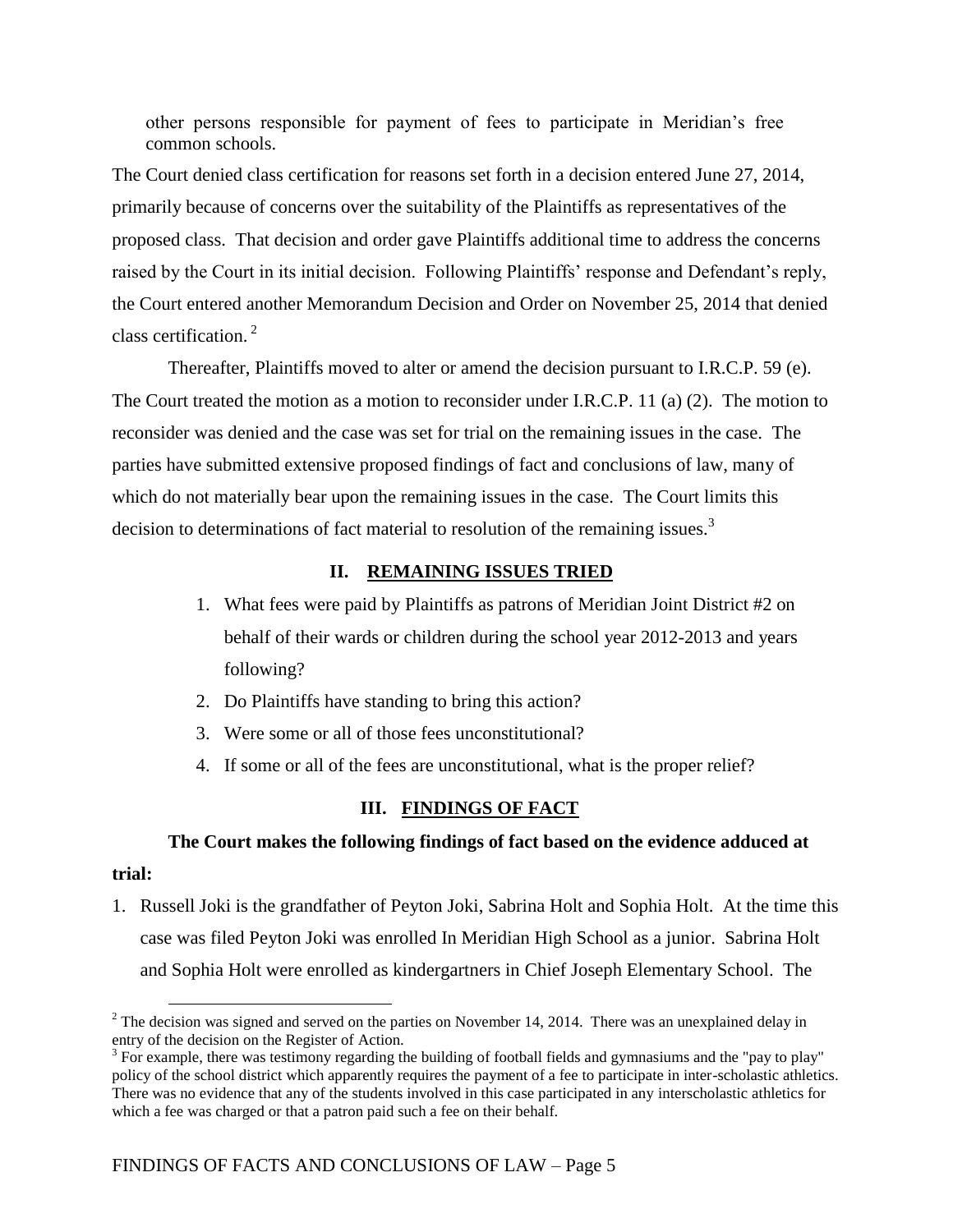other persons responsible for payment of fees to participate in Meridian's free common schools.

The Court denied class certification for reasons set forth in a decision entered June 27, 2014, primarily because of concerns over the suitability of the Plaintiffs as representatives of the proposed class. That decision and order gave Plaintiffs additional time to address the concerns raised by the Court in its initial decision. Following Plaintiffs' response and Defendant's reply, the Court entered another Memorandum Decision and Order on November 25, 2014 that denied class certification. [2]

Thereafter, Plaintiffs moved to alter or amend the decision pursuant to I.R.C.P. 59 (e). The Court treated the motion as a motion to reconsider under I.R.C.P. 11 (a) (2). The motion to reconsider was denied and the case was set for trial on the remaining issues in the case. The parties have submitted extensive proposed findings of fact and conclusions of law, many of which do not materially bear upon the remaining issues in the case. The Court limits this decision to determinations of fact material to resolution of the remaining issues.[3]

## II. REMAINING ISSUES TRIED

1. What fees were paid by Plaintiffs as patrons of Meridian Joint District #2 on behalf of their wards or children during the school year 2012-2013 and years following?
2. Do Plaintiffs have standing to bring this action?
3. Were some or all of those fees unconstitutional?
4. If some or all of the fees are unconstitutional, what is the proper relief?

## III. FINDINGS OF FACT

**The Court makes the following findings of fact based on the evidence adduced at trial:**

1. Russell Joki is the grandfather of Peyton Joki, Sabrina Holt and Sophia Holt. At the time this case was filed Peyton Joki was enrolled In Meridian High School as a junior. Sabrina Holt and Sophia Holt were enrolled as kindergartners in Chief Joseph Elementary School. The

---

[2] The decision was signed and served on the parties on November 14, 2014. There was an unexplained delay in entry of the decision on the Register of Action.

[3] For example, there was testimony regarding the building of football fields and gymnasiums and the "pay to play" policy of the school district which apparently requires the payment of a fee to participate in inter-scholastic athletics. There was no evidence that any of the students involved in this case participated in any interscholastic athletics for which a fee was charged or that a patron paid such a fee on their behalf.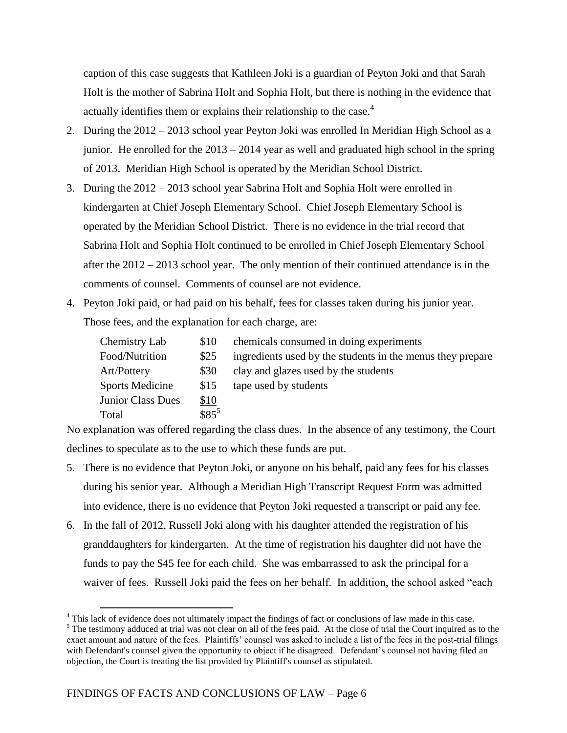caption of this case suggests that Kathleen Joki is a guardian of Peyton Joki and that Sarah Holt is the mother of Sabrina Holt and Sophia Holt, but there is nothing in the evidence that actually identifies them or explains their relationship to the case.[4]

2. During the 2012 – 2013 school year Peyton Joki was enrolled In Meridian High School as a junior. He enrolled for the 2013 – 2014 year as well and graduated high school in the spring of 2013. Meridian High School is operated by the Meridian School District.
3. During the 2012 – 2013 school year Sabrina Holt and Sophia Holt were enrolled in kindergarten at Chief Joseph Elementary School. Chief Joseph Elementary School is operated by the Meridian School District. There is no evidence in the trial record that Sabrina Holt and Sophia Holt continued to be enrolled in Chief Joseph Elementary School after the 2012 – 2013 school year. The only mention of their continued attendance is in the comments of counsel. Comments of counsel are not evidence.
4. Peyton Joki paid, or had paid on his behalf, fees for classes taken during his junior year. Those fees, and the explanation for each charge, are:

| | | |
|---|---|---|
| Chemistry Lab | \$10 | chemicals consumed in doing experiments |
| Food/Nutrition | \$25 | ingredients used by the students in the menus they prepare |
| Art/Pottery | \$30 | clay and glazes used by the students |
| Sports Medicine | \$15 | tape used by students |
| Junior Class Dues | \$10 | |
| Total | \$85[5] | |

No explanation was offered regarding the class dues. In the absence of any testimony, the Court declines to speculate as to the use to which these funds are put.

5. There is no evidence that Peyton Joki, or anyone on his behalf, paid any fees for his classes during his senior year. Although a Meridian High Transcript Request Form was admitted into evidence, there is no evidence that Peyton Joki requested a transcript or paid any fee.
6. In the fall of 2012, Russell Joki along with his daughter attended the registration of his granddaughters for kindergarten. At the time of registration his daughter did not have the funds to pay the \$45 fee for each child. She was embarrassed to ask the principal for a waiver of fees. Russell Joki paid the fees on her behalf. In addition, the school asked "each

[4] This lack of evidence does not ultimately impact the findings of fact or conclusions of law made in this case.

[5] The testimony adduced at trial was not clear on all of the fees paid. At the close of trial the Court inquired as to the exact amount and nature of the fees. Plaintiffs' counsel was asked to include a list of the fees in the post-trial filings with Defendant's counsel given the opportunity to object if he disagreed. Defendant's counsel not having filed an objection, the Court is treating the list provided by Plaintiff's counsel as stipulated.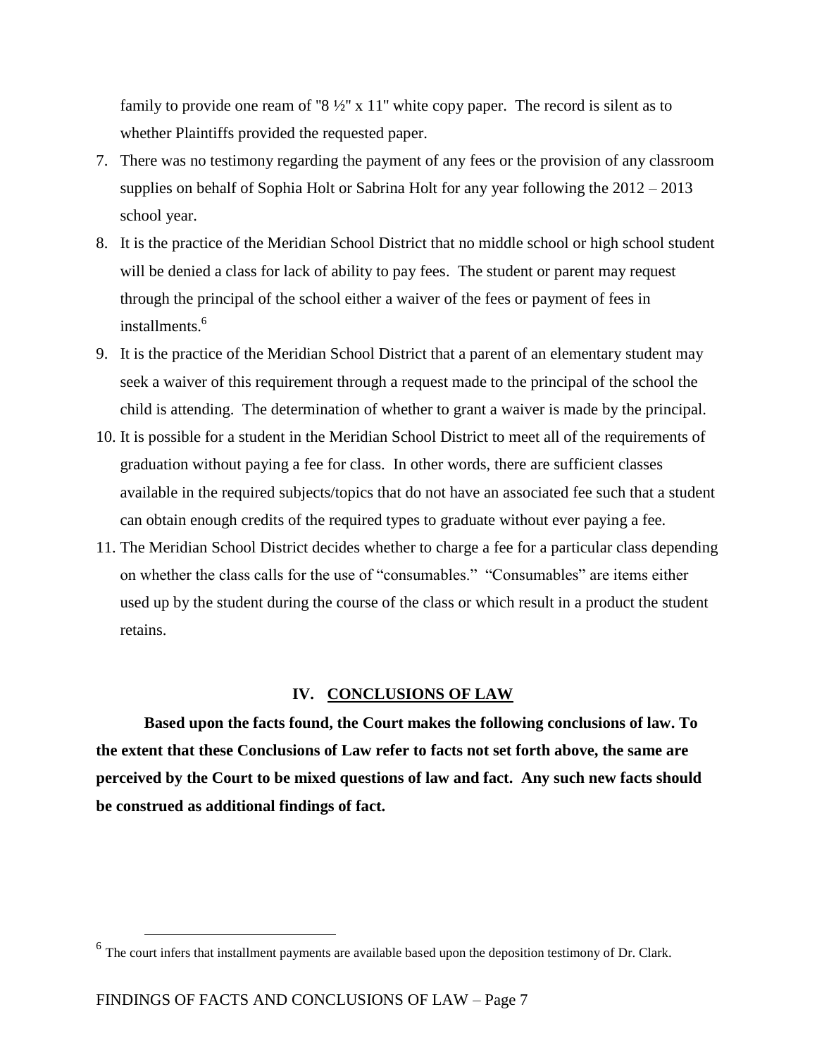family to provide one ream of "8 ½" x 11" white copy paper. The record is silent as to whether Plaintiffs provided the requested paper.

7. There was no testimony regarding the payment of any fees or the provision of any classroom supplies on behalf of Sophia Holt or Sabrina Holt for any year following the 2012 – 2013 school year.
8. It is the practice of the Meridian School District that no middle school or high school student will be denied a class for lack of ability to pay fees. The student or parent may request through the principal of the school either a waiver of the fees or payment of fees in installments.[6]
9. It is the practice of the Meridian School District that a parent of an elementary student may seek a waiver of this requirement through a request made to the principal of the school the child is attending. The determination of whether to grant a waiver is made by the principal.
10. It is possible for a student in the Meridian School District to meet all of the requirements of graduation without paying a fee for class. In other words, there are sufficient classes available in the required subjects/topics that do not have an associated fee such that a student can obtain enough credits of the required types to graduate without ever paying a fee.
11. The Meridian School District decides whether to charge a fee for a particular class depending on whether the class calls for the use of "consumables." "Consumables" are items either used up by the student during the course of the class or which result in a product the student retains.

## IV. CONCLUSIONS OF LAW

**Based upon the facts found, the Court makes the following conclusions of law. To the extent that these Conclusions of Law refer to facts not set forth above, the same are perceived by the Court to be mixed questions of law and fact. Any such new facts should be construed as additional findings of fact.**

[6] The court infers that installment payments are available based upon the deposition testimony of Dr. Clark.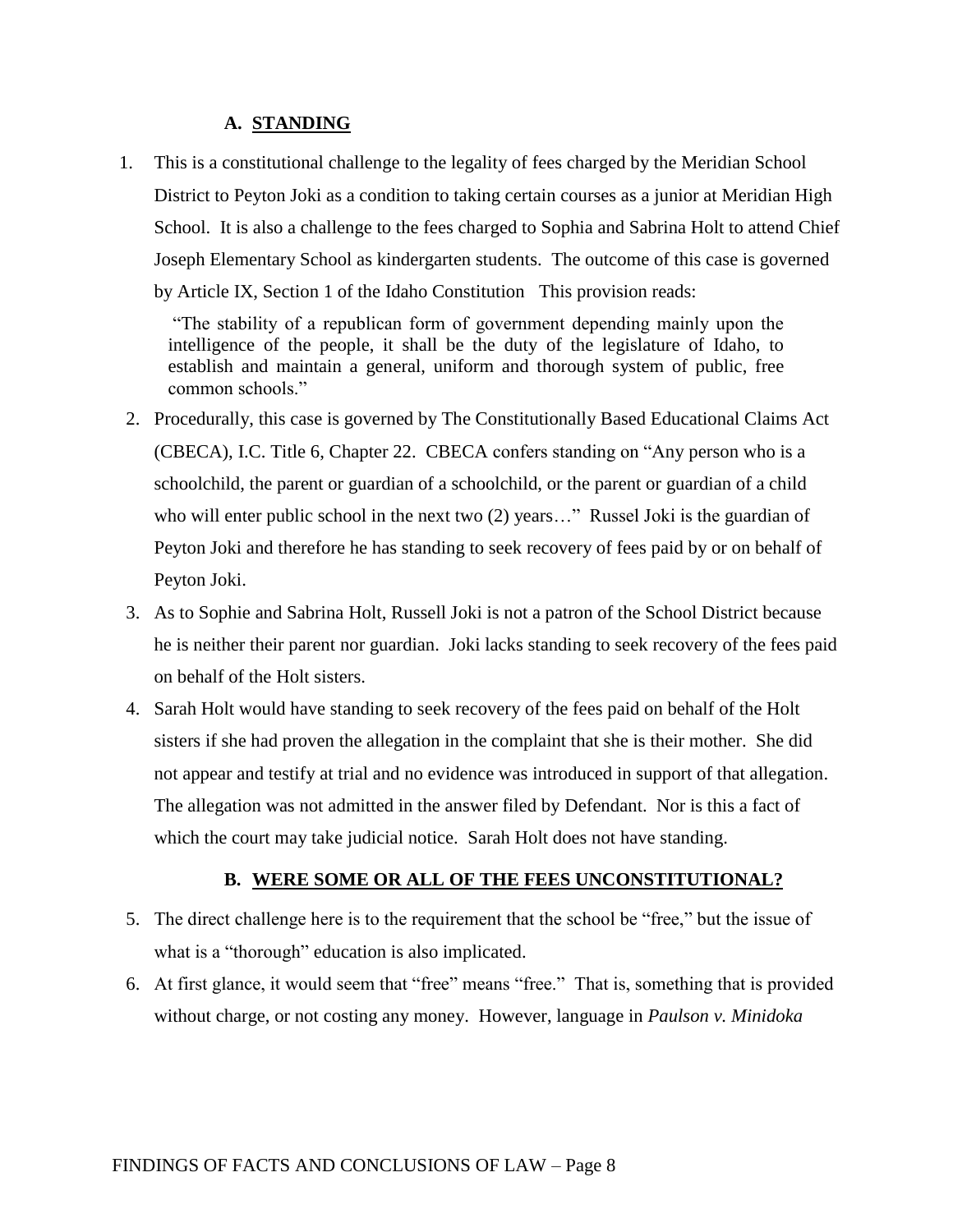## A. STANDING

1. This is a constitutional challenge to the legality of fees charged by the Meridian School District to Peyton Joki as a condition to taking certain courses as a junior at Meridian High School. It is also a challenge to the fees charged to Sophia and Sabrina Holt to attend Chief Joseph Elementary School as kindergarten students. The outcome of this case is governed by Article IX, Section 1 of the Idaho Constitution This provision reads:

   > "The stability of a republican form of government depending mainly upon the intelligence of the people, it shall be the duty of the legislature of Idaho, to establish and maintain a general, uniform and thorough system of public, free common schools."

2. Procedurally, this case is governed by The Constitutionally Based Educational Claims Act (CBECA), I.C. Title 6, Chapter 22. CBECA confers standing on "Any person who is a schoolchild, the parent or guardian of a schoolchild, or the parent or guardian of a child who will enter public school in the next two (2) years…" Russel Joki is the guardian of Peyton Joki and therefore he has standing to seek recovery of fees paid by or on behalf of Peyton Joki.

3. As to Sophie and Sabrina Holt, Russell Joki is not a patron of the School District because he is neither their parent nor guardian. Joki lacks standing to seek recovery of the fees paid on behalf of the Holt sisters.

4. Sarah Holt would have standing to seek recovery of the fees paid on behalf of the Holt sisters if she had proven the allegation in the complaint that she is their mother. She did not appear and testify at trial and no evidence was introduced in support of that allegation. The allegation was not admitted in the answer filed by Defendant. Nor is this a fact of which the court may take judicial notice. Sarah Holt does not have standing.

## B. WERE SOME OR ALL OF THE FEES UNCONSTITUTIONAL?

5. The direct challenge here is to the requirement that the school be "free," but the issue of what is a "thorough" education is also implicated.

6. At first glance, it would seem that "free" means "free." That is, something that is provided without charge, or not costing any money. However, language in *Paulson v. Minidoka*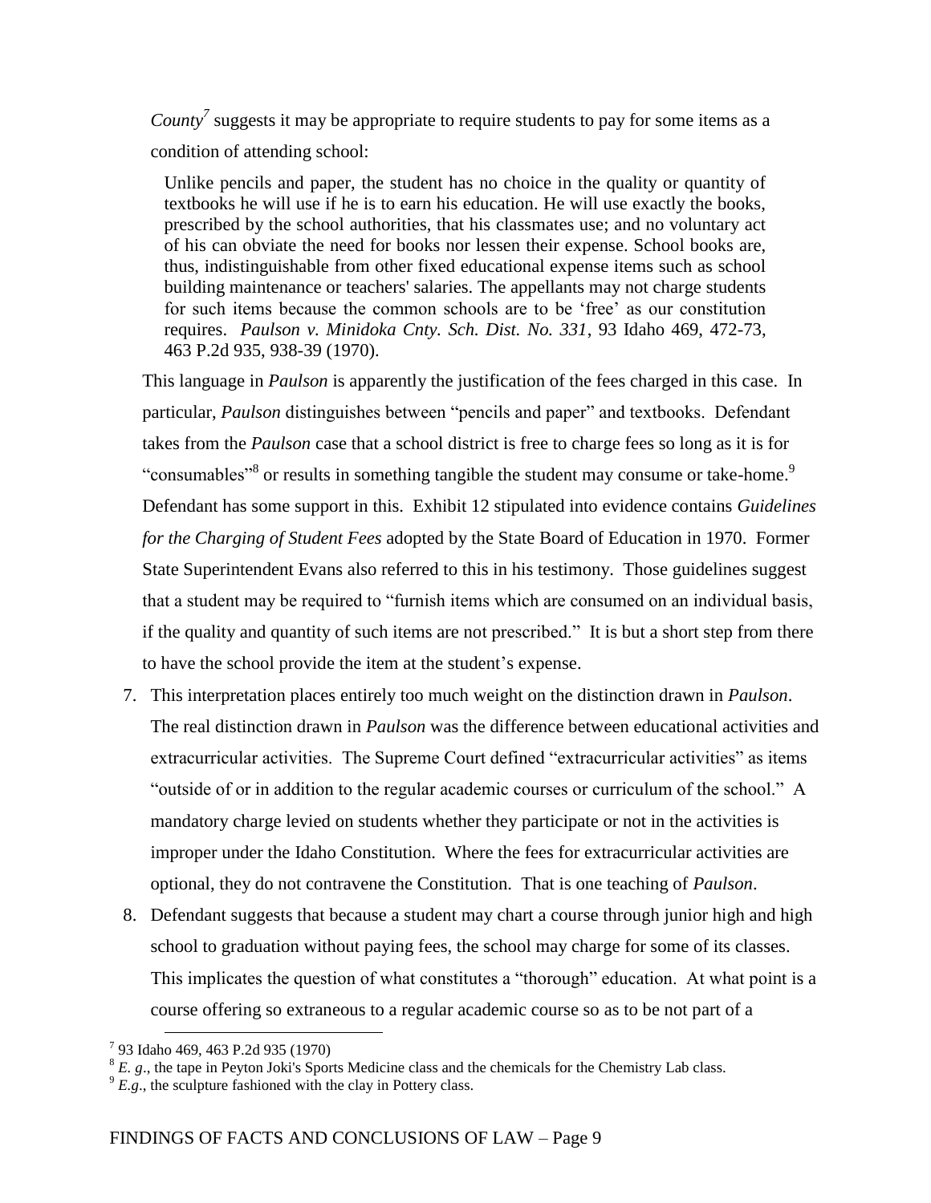*County*[7] suggests it may be appropriate to require students to pay for some items as a condition of attending school:

> Unlike pencils and paper, the student has no choice in the quality or quantity of textbooks he will use if he is to earn his education. He will use exactly the books, prescribed by the school authorities, that his classmates use; and no voluntary act of his can obviate the need for books nor lessen their expense. School books are, thus, indistinguishable from other fixed educational expense items such as school building maintenance or teachers' salaries. The appellants may not charge students for such items because the common schools are to be 'free' as our constitution requires. *Paulson v. Minidoka Cnty. Sch. Dist. No. 331*, 93 Idaho 469, 472-73, 463 P.2d 935, 938-39 (1970).

This language in *Paulson* is apparently the justification of the fees charged in this case. In particular, *Paulson* distinguishes between "pencils and paper" and textbooks. Defendant takes from the *Paulson* case that a school district is free to charge fees so long as it is for "consumables"[8] or results in something tangible the student may consume or take-home.[9] Defendant has some support in this. Exhibit 12 stipulated into evidence contains *Guidelines for the Charging of Student Fees* adopted by the State Board of Education in 1970. Former State Superintendent Evans also referred to this in his testimony. Those guidelines suggest that a student may be required to "furnish items which are consumed on an individual basis, if the quality and quantity of such items are not prescribed." It is but a short step from there to have the school provide the item at the student's expense.

7. This interpretation places entirely too much weight on the distinction drawn in *Paulson*. The real distinction drawn in *Paulson* was the difference between educational activities and extracurricular activities. The Supreme Court defined "extracurricular activities" as items "outside of or in addition to the regular academic courses or curriculum of the school." A mandatory charge levied on students whether they participate or not in the activities is improper under the Idaho Constitution. Where the fees for extracurricular activities are optional, they do not contravene the Constitution. That is one teaching of *Paulson*.
8. Defendant suggests that because a student may chart a course through junior high and high school to graduation without paying fees, the school may charge for some of its classes. This implicates the question of what constitutes a "thorough" education. At what point is a course offering so extraneous to a regular academic course so as to be not part of a

---

[7] 93 Idaho 469, 463 P.2d 935 (1970)

[8] *E. g*., the tape in Peyton Joki's Sports Medicine class and the chemicals for the Chemistry Lab class.

[9] *E.g*., the sculpture fashioned with the clay in Pottery class.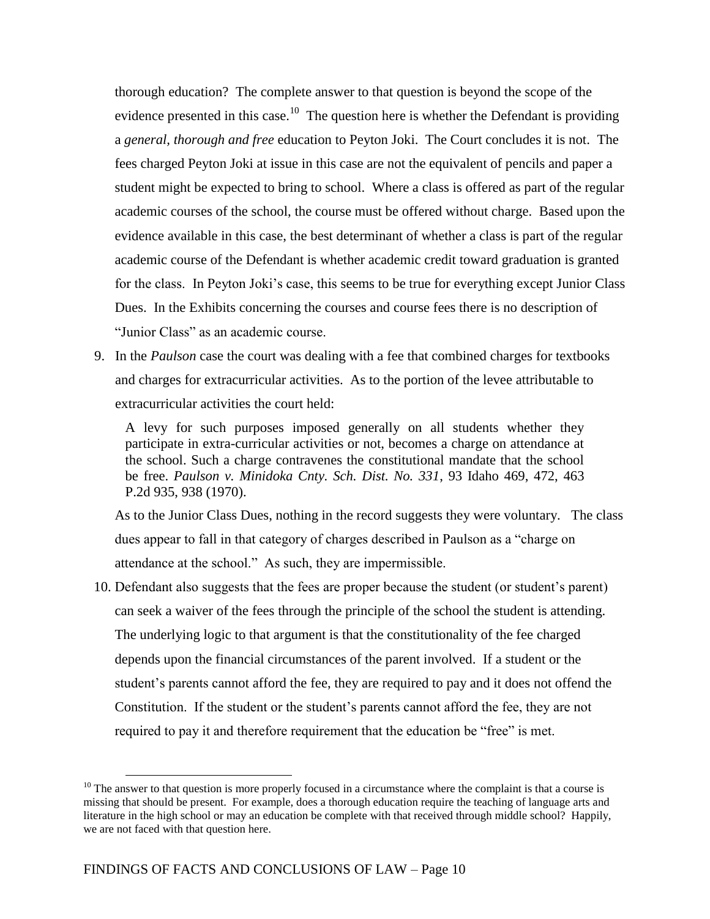thorough education? The complete answer to that question is beyond the scope of the evidence presented in this case.[10] The question here is whether the Defendant is providing a *general, thorough and free* education to Peyton Joki. The Court concludes it is not. The fees charged Peyton Joki at issue in this case are not the equivalent of pencils and paper a student might be expected to bring to school. Where a class is offered as part of the regular academic courses of the school, the course must be offered without charge. Based upon the evidence available in this case, the best determinant of whether a class is part of the regular academic course of the Defendant is whether academic credit toward graduation is granted for the class. In Peyton Joki's case, this seems to be true for everything except Junior Class Dues. In the Exhibits concerning the courses and course fees there is no description of "Junior Class" as an academic course.

9. In the *Paulson* case the court was dealing with a fee that combined charges for textbooks and charges for extracurricular activities. As to the portion of the levee attributable to extracurricular activities the court held:

   > A levy for such purposes imposed generally on all students whether they participate in extra-curricular activities or not, becomes a charge on attendance at the school. Such a charge contravenes the constitutional mandate that the school be free. *Paulson v. Minidoka Cnty. Sch. Dist. No. 331*, 93 Idaho 469, 472, 463 P.2d 935, 938 (1970).

   As to the Junior Class Dues, nothing in the record suggests they were voluntary. The class dues appear to fall in that category of charges described in Paulson as a "charge on attendance at the school." As such, they are impermissible.

10. Defendant also suggests that the fees are proper because the student (or student's parent) can seek a waiver of the fees through the principle of the school the student is attending. The underlying logic to that argument is that the constitutionality of the fee charged depends upon the financial circumstances of the parent involved. If a student or the student's parents cannot afford the fee, they are required to pay and it does not offend the Constitution. If the student or the student's parents cannot afford the fee, they are not required to pay it and therefore requirement that the education be "free" is met.

---

[10] The answer to that question is more properly focused in a circumstance where the complaint is that a course is missing that should be present. For example, does a thorough education require the teaching of language arts and literature in the high school or may an education be complete with that received through middle school? Happily, we are not faced with that question here.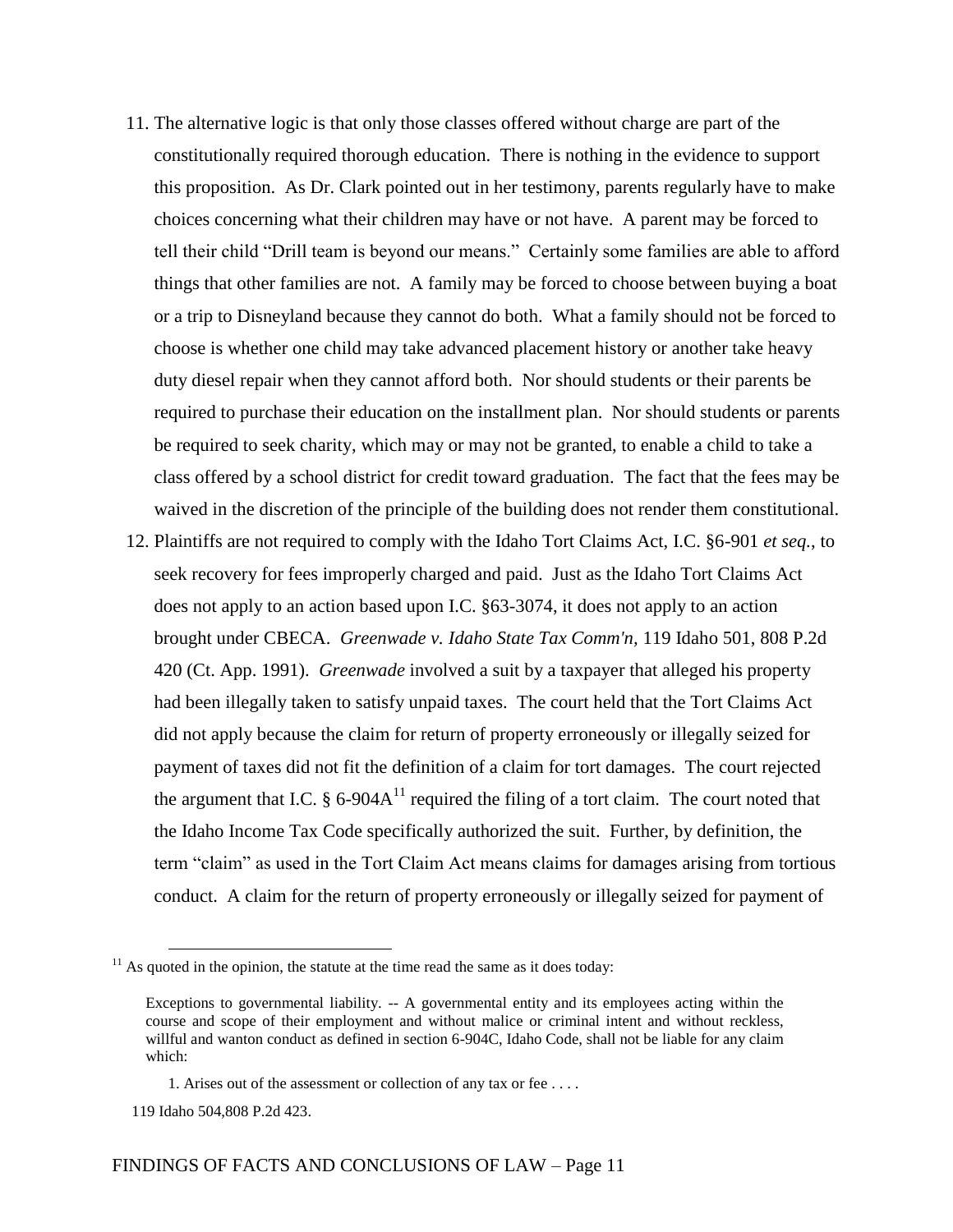11. The alternative logic is that only those classes offered without charge are part of the constitutionally required thorough education. There is nothing in the evidence to support this proposition. As Dr. Clark pointed out in her testimony, parents regularly have to make choices concerning what their children may have or not have. A parent may be forced to tell their child "Drill team is beyond our means." Certainly some families are able to afford things that other families are not. A family may be forced to choose between buying a boat or a trip to Disneyland because they cannot do both. What a family should not be forced to choose is whether one child may take advanced placement history or another take heavy duty diesel repair when they cannot afford both. Nor should students or their parents be required to purchase their education on the installment plan. Nor should students or parents be required to seek charity, which may or may not be granted, to enable a child to take a class offered by a school district for credit toward graduation. The fact that the fees may be waived in the discretion of the principle of the building does not render them constitutional.

12. Plaintiffs are not required to comply with the Idaho Tort Claims Act, I.C. §6-901 *et seq.*, to seek recovery for fees improperly charged and paid. Just as the Idaho Tort Claims Act does not apply to an action based upon I.C. §63-3074, it does not apply to an action brought under CBECA. *Greenwade v. Idaho State Tax Comm'n*, 119 Idaho 501, 808 P.2d 420 (Ct. App. 1991). *Greenwade* involved a suit by a taxpayer that alleged his property had been illegally taken to satisfy unpaid taxes. The court held that the Tort Claims Act did not apply because the claim for return of property erroneously or illegally seized for payment of taxes did not fit the definition of a claim for tort damages. The court rejected the argument that I.C. § 6-904A[11] required the filing of a tort claim. The court noted that the Idaho Income Tax Code specifically authorized the suit. Further, by definition, the term "claim" as used in the Tort Claim Act means claims for damages arising from tortious conduct. A claim for the return of property erroneously or illegally seized for payment of

---

[11] As quoted in the opinion, the statute at the time read the same as it does today:

> Exceptions to governmental liability. -- A governmental entity and its employees acting within the course and scope of their employment and without malice or criminal intent and without reckless, willful and wanton conduct as defined in section 6-904C, Idaho Code, shall not be liable for any claim which:
>
> 1. Arises out of the assessment or collection of any tax or fee . . . .

119 Idaho 504,808 P.2d 423.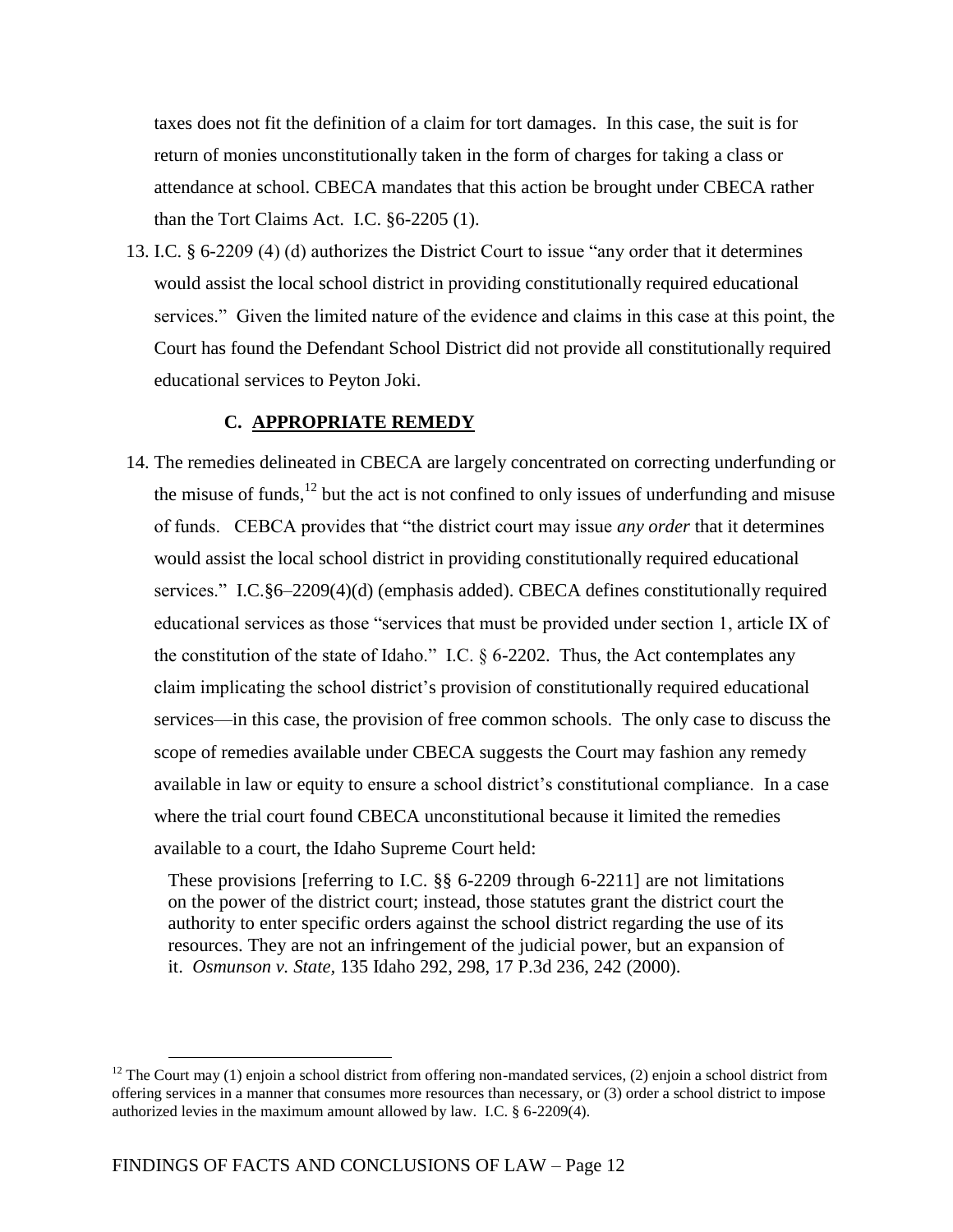taxes does not fit the definition of a claim for tort damages. In this case, the suit is for return of monies unconstitutionally taken in the form of charges for taking a class or attendance at school. CBECA mandates that this action be brought under CBECA rather than the Tort Claims Act. I.C. §6-2205 (1).

13. I.C. § 6-2209 (4) (d) authorizes the District Court to issue "any order that it determines would assist the local school district in providing constitutionally required educational services." Given the limited nature of the evidence and claims in this case at this point, the Court has found the Defendant School District did not provide all constitutionally required educational services to Peyton Joki.

### C. APPROPRIATE REMEDY

14. The remedies delineated in CBECA are largely concentrated on correcting underfunding or the misuse of funds,[12] but the act is not confined to only issues of underfunding and misuse of funds. CEBCA provides that "the district court may issue *any order* that it determines would assist the local school district in providing constitutionally required educational services." I.C.§6–2209(4)(d) (emphasis added). CBECA defines constitutionally required educational services as those "services that must be provided under section 1, article IX of the constitution of the state of Idaho." I.C. § 6-2202. Thus, the Act contemplates any claim implicating the school district's provision of constitutionally required educational services—in this case, the provision of free common schools. The only case to discuss the scope of remedies available under CBECA suggests the Court may fashion any remedy available in law or equity to ensure a school district's constitutional compliance. In a case where the trial court found CBECA unconstitutional because it limited the remedies available to a court, the Idaho Supreme Court held:

> These provisions [referring to I.C. §§ 6-2209 through 6-2211] are not limitations on the power of the district court; instead, those statutes grant the district court the authority to enter specific orders against the school district regarding the use of its resources. They are not an infringement of the judicial power, but an expansion of it. *Osmunson v. State*, 135 Idaho 292, 298, 17 P.3d 236, 242 (2000).

---

[12] The Court may (1) enjoin a school district from offering non-mandated services, (2) enjoin a school district from offering services in a manner that consumes more resources than necessary, or (3) order a school district to impose authorized levies in the maximum amount allowed by law. I.C. § 6-2209(4).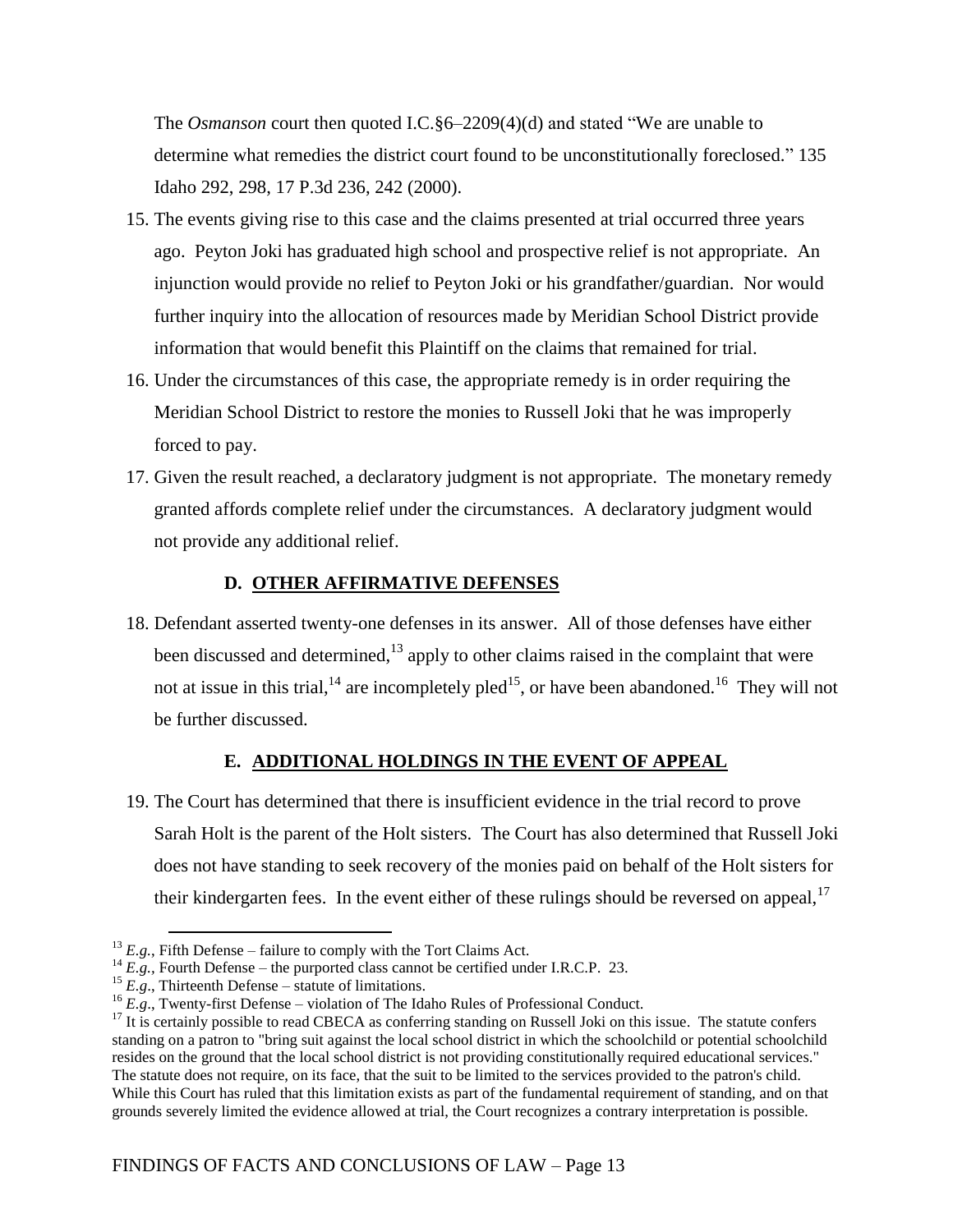The *Osmanson* court then quoted I.C.§6–2209(4)(d) and stated "We are unable to determine what remedies the district court found to be unconstitutionally foreclosed." 135 Idaho 292, 298, 17 P.3d 236, 242 (2000).

15. The events giving rise to this case and the claims presented at trial occurred three years ago. Peyton Joki has graduated high school and prospective relief is not appropriate. An injunction would provide no relief to Peyton Joki or his grandfather/guardian. Nor would further inquiry into the allocation of resources made by Meridian School District provide information that would benefit this Plaintiff on the claims that remained for trial.

16. Under the circumstances of this case, the appropriate remedy is in order requiring the Meridian School District to restore the monies to Russell Joki that he was improperly forced to pay.

17. Given the result reached, a declaratory judgment is not appropriate. The monetary remedy granted affords complete relief under the circumstances. A declaratory judgment would not provide any additional relief.

### D. OTHER AFFIRMATIVE DEFENSES

18. Defendant asserted twenty-one defenses in its answer. All of those defenses have either been discussed and determined,[13] apply to other claims raised in the complaint that were not at issue in this trial,[14] are incompletely pled[15], or have been abandoned.[16] They will not be further discussed.

### E. ADDITIONAL HOLDINGS IN THE EVENT OF APPEAL

19. The Court has determined that there is insufficient evidence in the trial record to prove Sarah Holt is the parent of the Holt sisters. The Court has also determined that Russell Joki does not have standing to seek recovery of the monies paid on behalf of the Holt sisters for their kindergarten fees. In the event either of these rulings should be reversed on appeal,[17]

---

[13] *E.g.*, Fifth Defense – failure to comply with the Tort Claims Act.

[14] *E.g.*, Fourth Defense – the purported class cannot be certified under I.R.C.P. 23.

[15] *E.g.*, Thirteenth Defense – statute of limitations.

[16] *E.g.*, Twenty-first Defense – violation of The Idaho Rules of Professional Conduct.

[17] It is certainly possible to read CBECA as conferring standing on Russell Joki on this issue. The statute confers standing on a patron to "bring suit against the local school district in which the schoolchild or potential schoolchild resides on the ground that the local school district is not providing constitutionally required educational services." The statute does not require, on its face, that the suit to be limited to the services provided to the patron's child. While this Court has ruled that this limitation exists as part of the fundamental requirement of standing, and on that grounds severely limited the evidence allowed at trial, the Court recognizes a contrary interpretation is possible.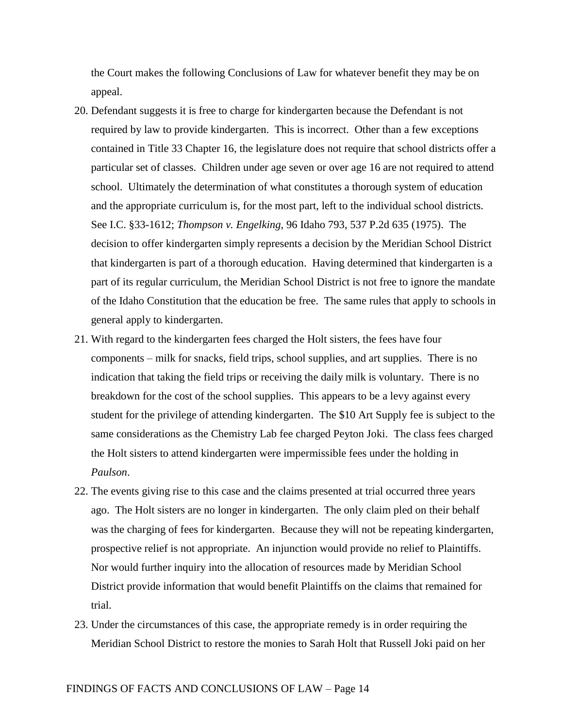the Court makes the following Conclusions of Law for whatever benefit they may be on appeal.

20. Defendant suggests it is free to charge for kindergarten because the Defendant is not required by law to provide kindergarten. This is incorrect. Other than a few exceptions contained in Title 33 Chapter 16, the legislature does not require that school districts offer a particular set of classes. Children under age seven or over age 16 are not required to attend school. Ultimately the determination of what constitutes a thorough system of education and the appropriate curriculum is, for the most part, left to the individual school districts. See I.C. §33-1612; *Thompson v. Engelking*, 96 Idaho 793, 537 P.2d 635 (1975). The decision to offer kindergarten simply represents a decision by the Meridian School District that kindergarten is part of a thorough education. Having determined that kindergarten is a part of its regular curriculum, the Meridian School District is not free to ignore the mandate of the Idaho Constitution that the education be free. The same rules that apply to schools in general apply to kindergarten.

21. With regard to the kindergarten fees charged the Holt sisters, the fees have four components – milk for snacks, field trips, school supplies, and art supplies. There is no indication that taking the field trips or receiving the daily milk is voluntary. There is no breakdown for the cost of the school supplies. This appears to be a levy against every student for the privilege of attending kindergarten. The $10 Art Supply fee is subject to the same considerations as the Chemistry Lab fee charged Peyton Joki. The class fees charged the Holt sisters to attend kindergarten were impermissible fees under the holding in *Paulson*.

22. The events giving rise to this case and the claims presented at trial occurred three years ago. The Holt sisters are no longer in kindergarten. The only claim pled on their behalf was the charging of fees for kindergarten. Because they will not be repeating kindergarten, prospective relief is not appropriate. An injunction would provide no relief to Plaintiffs. Nor would further inquiry into the allocation of resources made by Meridian School District provide information that would benefit Plaintiffs on the claims that remained for trial.

23. Under the circumstances of this case, the appropriate remedy is in order requiring the Meridian School District to restore the monies to Sarah Holt that Russell Joki paid on her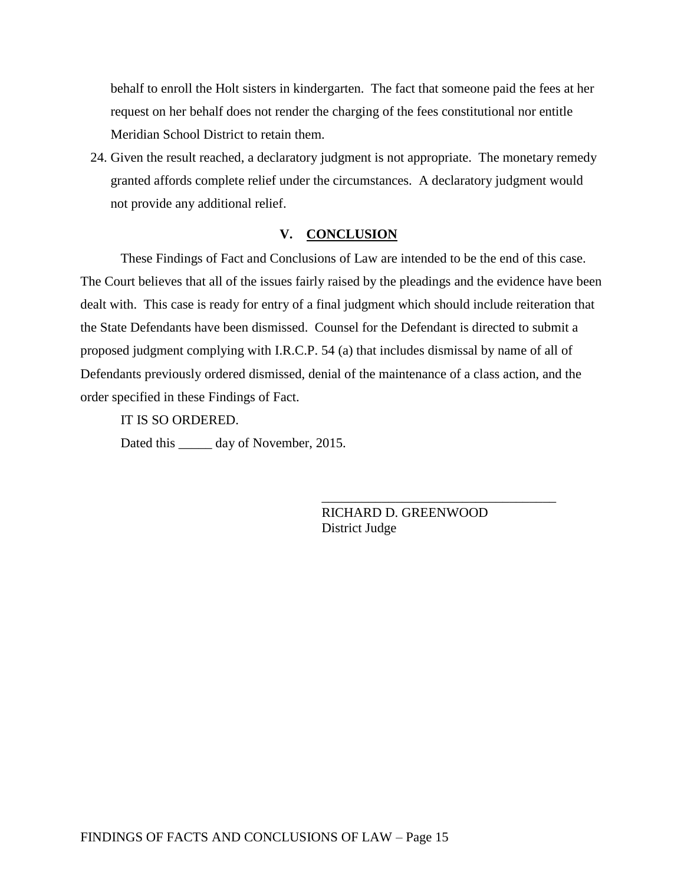behalf to enroll the Holt sisters in kindergarten. The fact that someone paid the fees at her request on her behalf does not render the charging of the fees constitutional nor entitle Meridian School District to retain them.

24. Given the result reached, a declaratory judgment is not appropriate. The monetary remedy granted affords complete relief under the circumstances. A declaratory judgment would not provide any additional relief.

## V. CONCLUSION

These Findings of Fact and Conclusions of Law are intended to be the end of this case. The Court believes that all of the issues fairly raised by the pleadings and the evidence have been dealt with. This case is ready for entry of a final judgment which should include reiteration that the State Defendants have been dismissed. Counsel for the Defendant is directed to submit a proposed judgment complying with I.R.C.P. 54 (a) that includes dismissal by name of all of Defendants previously ordered dismissed, denial of the maintenance of a class action, and the order specified in these Findings of Fact.

IT IS SO ORDERED.

Dated this _____ day of November, 2015.

___________________________________
RICHARD D. GREENWOOD
District Judge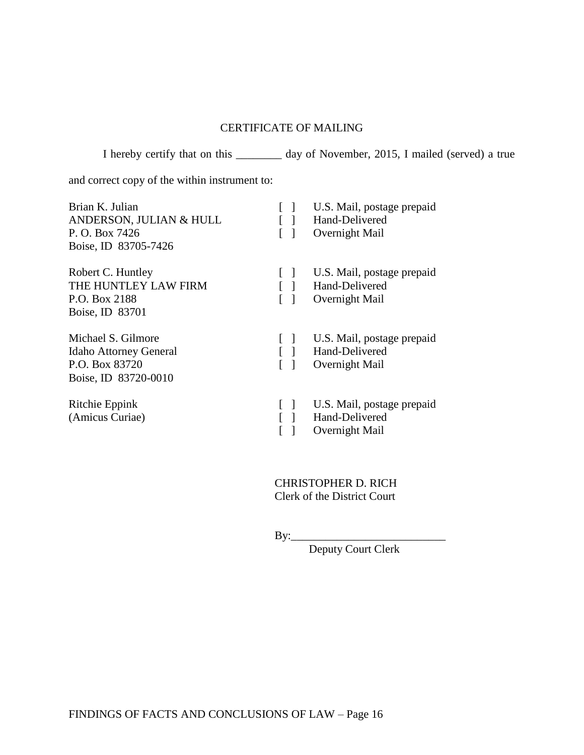## CERTIFICATE OF MAILING

I hereby certify that on this ________ day of November, 2015, I mailed (served) a true and correct copy of the within instrument to:

| | | |
|---|---|---|
| Brian K. Julian<br>ANDERSON, JULIAN & HULL<br>P. O. Box 7426<br>Boise, ID 83705-7426 | [ ]<br>[ ]<br>[ ] | U.S. Mail, postage prepaid<br>Hand-Delivered<br>Overnight Mail |
| Robert C. Huntley<br>THE HUNTLEY LAW FIRM<br>P.O. Box 2188<br>Boise, ID 83701 | [ ]<br>[ ]<br>[ ] | U.S. Mail, postage prepaid<br>Hand-Delivered<br>Overnight Mail |
| Michael S. Gilmore<br>Idaho Attorney General<br>P.O. Box 83720<br>Boise, ID 83720-0010 | [ ]<br>[ ]<br>[ ] | U.S. Mail, postage prepaid<br>Hand-Delivered<br>Overnight Mail |
| Ritchie Eppink<br>(Amicus Curiae) | [ ]<br>[ ]<br>[ ] | U.S. Mail, postage prepaid<br>Hand-Delivered<br>Overnight Mail |

CHRISTOPHER D. RICH
Clerk of the District Court

By:___________________________
Deputy Court Clerk

FINDINGS OF FACTS AND CONCLUSIONS OF LAW – Page 16